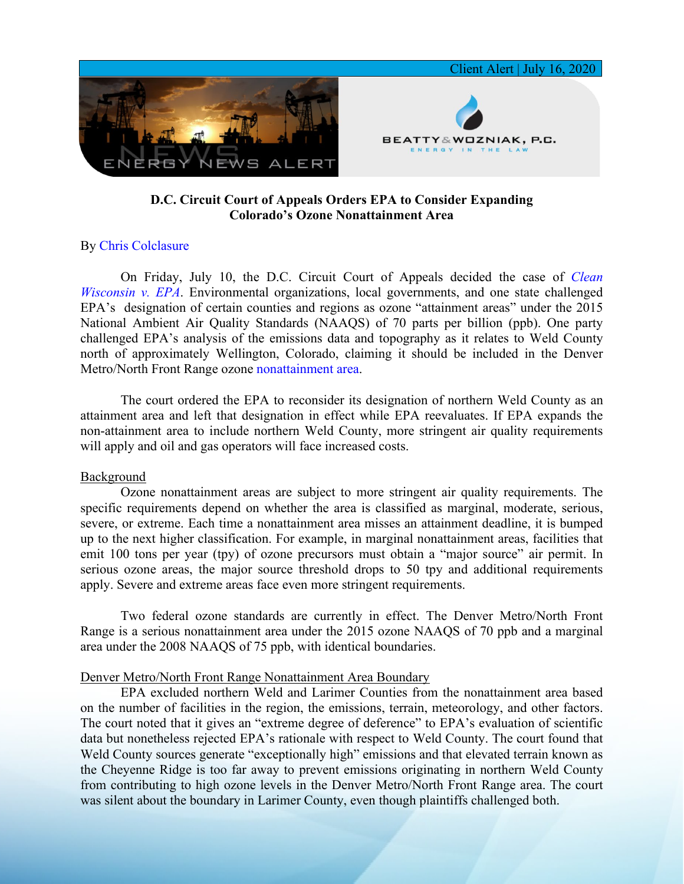Client Alert | July 16, 2020

ENERGY NEWS ALERT

BEATTY & WOZNIAK, P.C.
ENERGY IN THE LAW

**D.C. Circuit Court of Appeals Orders EPA to Consider Expanding Colorado's Ozone Nonattainment Area**

By Chris Colclasure

On Friday, July 10, the D.C. Circuit Court of Appeals decided the case of *Clean Wisconsin v. EPA*. Environmental organizations, local governments, and one state challenged EPA's designation of certain counties and regions as ozone "attainment areas" under the 2015 National Ambient Air Quality Standards (NAAQS) of 70 parts per billion (ppb). One party challenged EPA's analysis of the emissions data and topography as it relates to Weld County north of approximately Wellington, Colorado, claiming it should be included in the Denver Metro/North Front Range ozone nonattainment area.

The court ordered the EPA to reconsider its designation of northern Weld County as an attainment area and left that designation in effect while EPA reevaluates. If EPA expands the non-attainment area to include northern Weld County, more stringent air quality requirements will apply and oil and gas operators will face increased costs.

Background

Ozone nonattainment areas are subject to more stringent air quality requirements. The specific requirements depend on whether the area is classified as marginal, moderate, serious, severe, or extreme. Each time a nonattainment area misses an attainment deadline, it is bumped up to the next higher classification. For example, in marginal nonattainment areas, facilities that emit 100 tons per year (tpy) of ozone precursors must obtain a "major source" air permit. In serious ozone areas, the major source threshold drops to 50 tpy and additional requirements apply. Severe and extreme areas face even more stringent requirements.

Two federal ozone standards are currently in effect. The Denver Metro/North Front Range is a serious nonattainment area under the 2015 ozone NAAQS of 70 ppb and a marginal area under the 2008 NAAQS of 75 ppb, with identical boundaries.

Denver Metro/North Front Range Nonattainment Area Boundary

EPA excluded northern Weld and Larimer Counties from the nonattainment area based on the number of facilities in the region, the emissions, terrain, meteorology, and other factors. The court noted that it gives an "extreme degree of deference" to EPA's evaluation of scientific data but nonetheless rejected EPA's rationale with respect to Weld County. The court found that Weld County sources generate "exceptionally high" emissions and that elevated terrain known as the Cheyenne Ridge is too far away to prevent emissions originating in northern Weld County from contributing to high ozone levels in the Denver Metro/North Front Range area. The court was silent about the boundary in Larimer County, even though plaintiffs challenged both.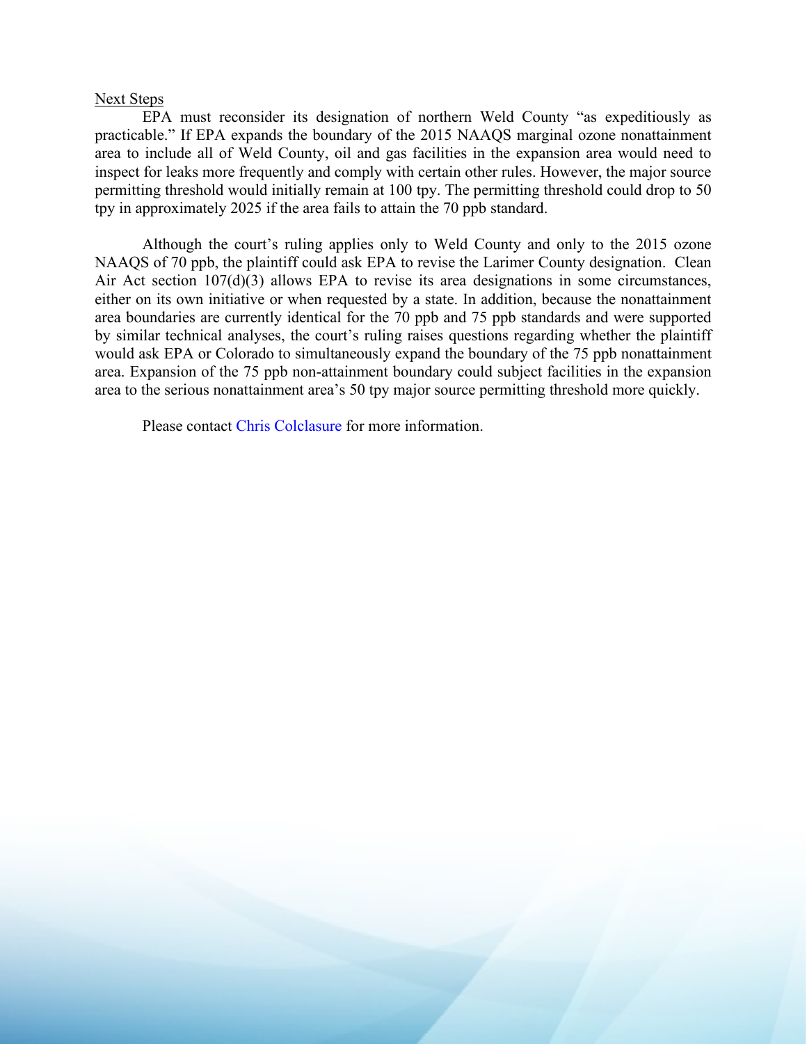Next Steps

EPA must reconsider its designation of northern Weld County "as expeditiously as practicable." If EPA expands the boundary of the 2015 NAAQS marginal ozone nonattainment area to include all of Weld County, oil and gas facilities in the expansion area would need to inspect for leaks more frequently and comply with certain other rules. However, the major source permitting threshold would initially remain at 100 tpy. The permitting threshold could drop to 50 tpy in approximately 2025 if the area fails to attain the 70 ppb standard.

Although the court's ruling applies only to Weld County and only to the 2015 ozone NAAQS of 70 ppb, the plaintiff could ask EPA to revise the Larimer County designation. Clean Air Act section 107(d)(3) allows EPA to revise its area designations in some circumstances, either on its own initiative or when requested by a state. In addition, because the nonattainment area boundaries are currently identical for the 70 ppb and 75 ppb standards and were supported by similar technical analyses, the court's ruling raises questions regarding whether the plaintiff would ask EPA or Colorado to simultaneously expand the boundary of the 75 ppb nonattainment area. Expansion of the 75 ppb non-attainment boundary could subject facilities in the expansion area to the serious nonattainment area's 50 tpy major source permitting threshold more quickly.

Please contact Chris Colclasure for more information.